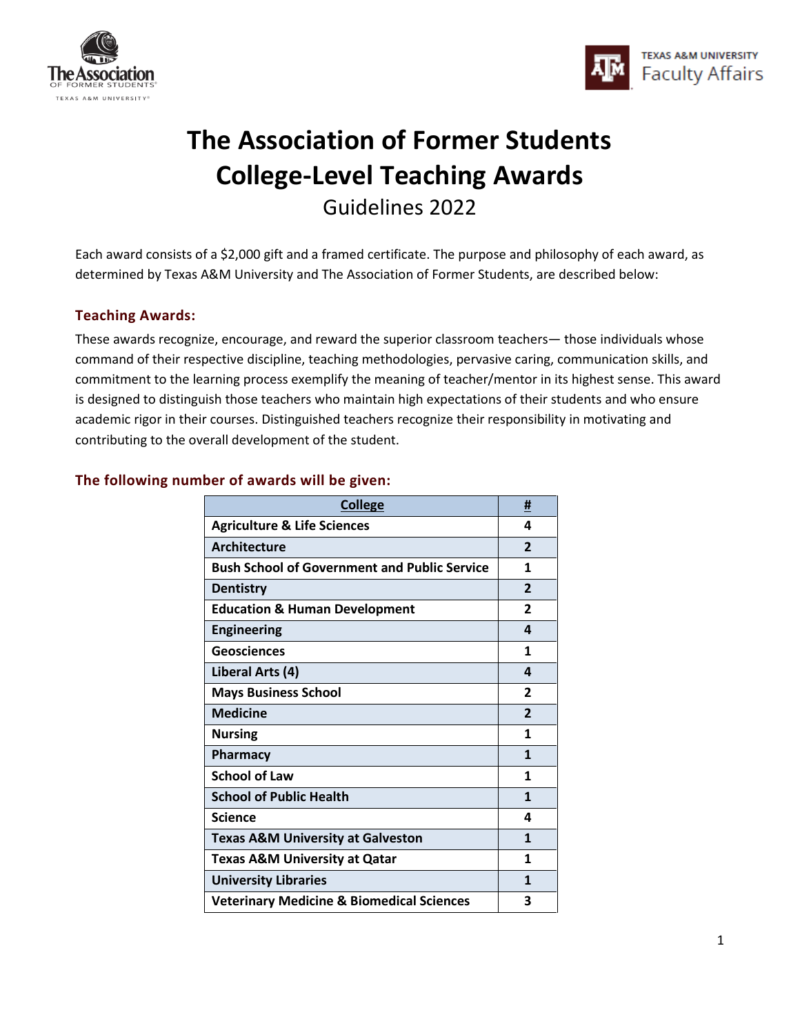# The Association of Former Students College-Level Teaching Awards

## Guidelines 2022

Each award consists of a $2,000 gift and a framed certificate. The purpose and philosophy of each award, as determined by Texas A&M University and The Association of Former Students, are described below:

### Teaching Awards:

These awards recognize, encourage, and reward the superior classroom teachers— those individuals whose command of their respective discipline, teaching methodologies, pervasive caring, communication skills, and commitment to the learning process exemplify the meaning of teacher/mentor in its highest sense. This award is designed to distinguish those teachers who maintain high expectations of their students and who ensure academic rigor in their courses. Distinguished teachers recognize their responsibility in motivating and contributing to the overall development of the student.

### The following number of awards will be given:

| College | # |
|---|---|
| Agriculture & Life Sciences | 4 |
| Architecture | 2 |
| Bush School of Government and Public Service | 1 |
| Dentistry | 2 |
| Education & Human Development | 2 |
| Engineering | 4 |
| Geosciences | 1 |
| Liberal Arts (4) | 4 |
| Mays Business School | 2 |
| Medicine | 2 |
| Nursing | 1 |
| Pharmacy | 1 |
| School of Law | 1 |
| School of Public Health | 1 |
| Science | 4 |
| Texas A&M University at Galveston | 1 |
| Texas A&M University at Qatar | 1 |
| University Libraries | 1 |
| Veterinary Medicine & Biomedical Sciences | 3 |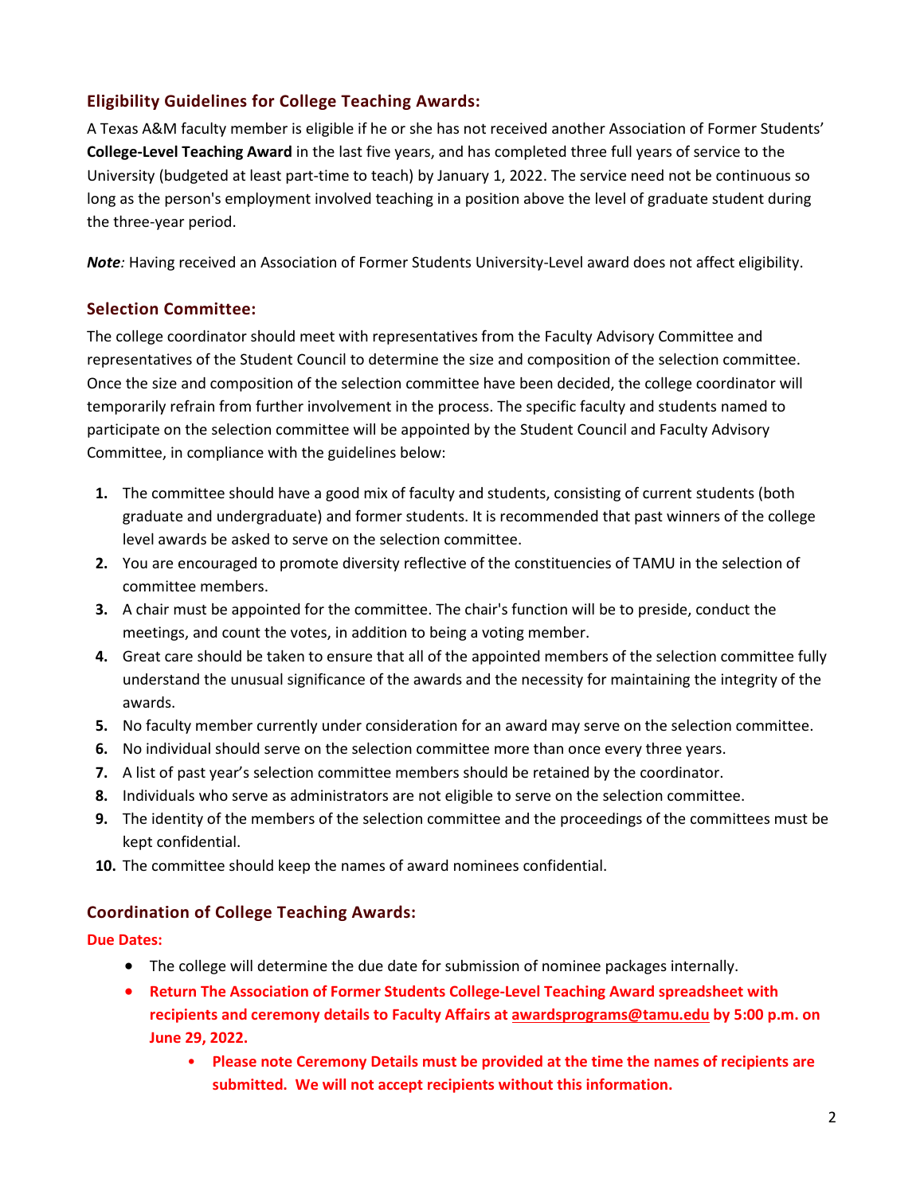## Eligibility Guidelines for College Teaching Awards:

A Texas A&M faculty member is eligible if he or she has not received another Association of Former Students' **College-Level Teaching Award** in the last five years, and has completed three full years of service to the University (budgeted at least part-time to teach) by January 1, 2022. The service need not be continuous so long as the person's employment involved teaching in a position above the level of graduate student during the three-year period.

***Note:*** Having received an Association of Former Students University-Level award does not affect eligibility.

## Selection Committee:

The college coordinator should meet with representatives from the Faculty Advisory Committee and representatives of the Student Council to determine the size and composition of the selection committee. Once the size and composition of the selection committee have been decided, the college coordinator will temporarily refrain from further involvement in the process. The specific faculty and students named to participate on the selection committee will be appointed by the Student Council and Faculty Advisory Committee, in compliance with the guidelines below:

1. The committee should have a good mix of faculty and students, consisting of current students (both graduate and undergraduate) and former students. It is recommended that past winners of the college level awards be asked to serve on the selection committee.
2. You are encouraged to promote diversity reflective of the constituencies of TAMU in the selection of committee members.
3. A chair must be appointed for the committee. The chair's function will be to preside, conduct the meetings, and count the votes, in addition to being a voting member.
4. Great care should be taken to ensure that all of the appointed members of the selection committee fully understand the unusual significance of the awards and the necessity for maintaining the integrity of the awards.
5. No faculty member currently under consideration for an award may serve on the selection committee.
6. No individual should serve on the selection committee more than once every three years.
7. A list of past year's selection committee members should be retained by the coordinator.
8. Individuals who serve as administrators are not eligible to serve on the selection committee.
9. The identity of the members of the selection committee and the proceedings of the committees must be kept confidential.
10. The committee should keep the names of award nominees confidential.

## Coordination of College Teaching Awards:

**Due Dates:**

- The college will determine the due date for submission of nominee packages internally.
- **Return The Association of Former Students College-Level Teaching Award spreadsheet with recipients and ceremony details to Faculty Affairs at awardsprograms@tamu.edu by 5:00 p.m. on June 29, 2022.**
  - **Please note Ceremony Details must be provided at the time the names of recipients are submitted. We will not accept recipients without this information.**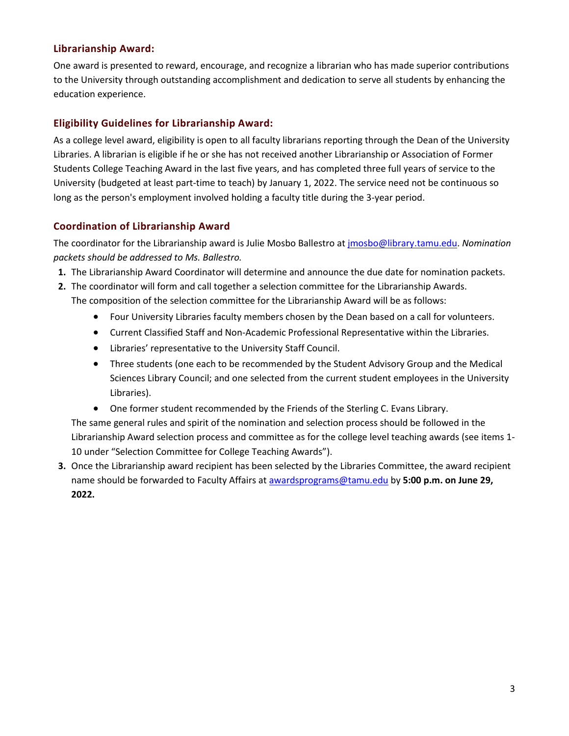### Librarianship Award:

One award is presented to reward, encourage, and recognize a librarian who has made superior contributions to the University through outstanding accomplishment and dedication to serve all students by enhancing the education experience.

### Eligibility Guidelines for Librarianship Award:

As a college level award, eligibility is open to all faculty librarians reporting through the Dean of the University Libraries. A librarian is eligible if he or she has not received another Librarianship or Association of Former Students College Teaching Award in the last five years, and has completed three full years of service to the University (budgeted at least part-time to teach) by January 1, 2022. The service need not be continuous so long as the person's employment involved holding a faculty title during the 3-year period.

### Coordination of Librarianship Award

The coordinator for the Librarianship award is Julie Mosbo Ballestro at [jmosbo@library.tamu.edu](mailto:jmosbo@library.tamu.edu). *Nomination packets should be addressed to Ms. Ballestro.*

1. The Librarianship Award Coordinator will determine and announce the due date for nomination packets.
2. The coordinator will form and call together a selection committee for the Librarianship Awards. The composition of the selection committee for the Librarianship Award will be as follows:
   - Four University Libraries faculty members chosen by the Dean based on a call for volunteers.
   - Current Classified Staff and Non-Academic Professional Representative within the Libraries.
   - Libraries' representative to the University Staff Council.
   - Three students (one each to be recommended by the Student Advisory Group and the Medical Sciences Library Council; and one selected from the current student employees in the University Libraries).
   - One former student recommended by the Friends of the Sterling C. Evans Library.

   The same general rules and spirit of the nomination and selection process should be followed in the Librarianship Award selection process and committee as for the college level teaching awards (see items 1-10 under "Selection Committee for College Teaching Awards").
3. Once the Librarianship award recipient has been selected by the Libraries Committee, the award recipient name should be forwarded to Faculty Affairs at [awardsprograms@tamu.edu](mailto:awardsprograms@tamu.edu) by **5:00 p.m. on June 29, 2022.**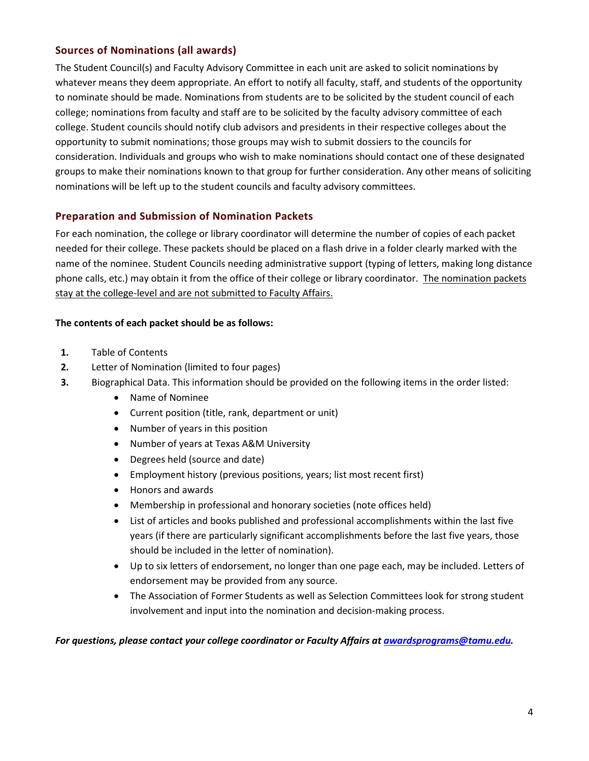## Sources of Nominations (all awards)

The Student Council(s) and Faculty Advisory Committee in each unit are asked to solicit nominations by whatever means they deem appropriate. An effort to notify all faculty, staff, and students of the opportunity to nominate should be made. Nominations from students are to be solicited by the student council of each college; nominations from faculty and staff are to be solicited by the faculty advisory committee of each college. Student councils should notify club advisors and presidents in their respective colleges about the opportunity to submit nominations; those groups may wish to submit dossiers to the councils for consideration. Individuals and groups who wish to make nominations should contact one of these designated groups to make their nominations known to that group for further consideration. Any other means of soliciting nominations will be left up to the student councils and faculty advisory committees.

## Preparation and Submission of Nomination Packets

For each nomination, the college or library coordinator will determine the number of copies of each packet needed for their college. These packets should be placed on a flash drive in a folder clearly marked with the name of the nominee. Student Councils needing administrative support (typing of letters, making long distance phone calls, etc.) may obtain it from the office of their college or library coordinator. <u>The nomination packets stay at the college-level and are not submitted to Faculty Affairs.</u>

**The contents of each packet should be as follows:**

1. Table of Contents
2. Letter of Nomination (limited to four pages)
3. Biographical Data. This information should be provided on the following items in the order listed:
   - Name of Nominee
   - Current position (title, rank, department or unit)
   - Number of years in this position
   - Number of years at Texas A&M University
   - Degrees held (source and date)
   - Employment history (previous positions, years; list most recent first)
   - Honors and awards
   - Membership in professional and honorary societies (note offices held)
   - List of articles and books published and professional accomplishments within the last five years (if there are particularly significant accomplishments before the last five years, those should be included in the letter of nomination).
   - Up to six letters of endorsement, no longer than one page each, may be included. Letters of endorsement may be provided from any source.
   - The Association of Former Students as well as Selection Committees look for strong student involvement and input into the nomination and decision-making process.

***For questions, please contact your college coordinator or Faculty Affairs at awardsprograms@tamu.edu.***